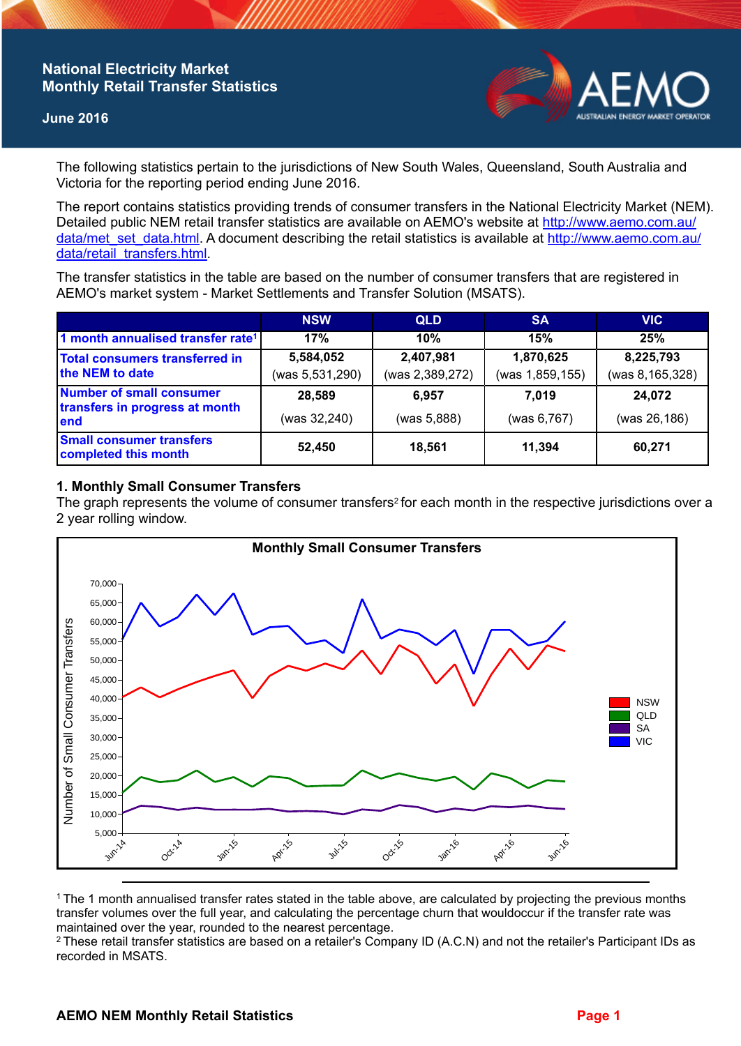# National Electricity Market Monthly Retail Transfer Statistics

**June 2016**

The following statistics pertain to the jurisdictions of New South Wales, Queensland, South Australia and Victoria for the reporting period ending June 2016.

The report contains statistics providing trends of consumer transfers in the National Electricity Market (NEM). Detailed public NEM retail transfer statistics are available on AEMO's website at http://www.aemo.com.au/data/met_set_data.html. A document describing the retail statistics is available at http://www.aemo.com.au/data/retail_transfers.html.

The transfer statistics in the table are based on the number of consumer transfers that are registered in AEMO's market system - Market Settlements and Transfer Solution (MSATS).

| | NSW | QLD | SA | VIC |
|---|---|---|---|---|
| 1 month annualised transfer rate[1] | 17% | 10% | 15% | 25% |
| Total consumers transferred in the NEM to date | 5,584,052 (was 5,531,290) | 2,407,981 (was 2,389,272) | 1,870,625 (was 1,859,155) | 8,225,793 (was 8,165,328) |
| Number of small consumer transfers in progress at month end | 28,589 (was 32,240) | 6,957 (was 5,888) | 7,019 (was 6,767) | 24,072 (was 26,186) |
| Small consumer transfers completed this month | 52,450 | 18,561 | 11,394 | 60,271 |

## 1. Monthly Small Consumer Transfers

The graph represents the volume of consumer transfers[2] for each month in the respective jurisdictions over a 2 year rolling window.

[1] The 1 month annualised transfer rates stated in the table above, are calculated by projecting the previous months transfer volumes over the full year, and calculating the percentage churn that wouldoccur if the transfer rate was maintained over the year, rounded to the nearest percentage.

[2] These retail transfer statistics are based on a retailer's Company ID (A.C.N) and not the retailer's Participant IDs as recorded in MSATS.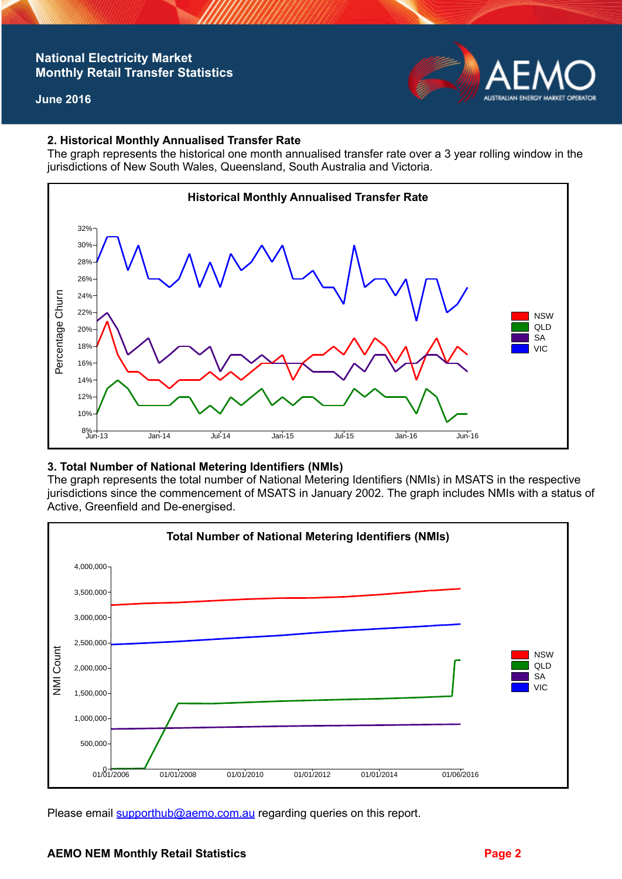## 2. Historical Monthly Annualised Transfer Rate

The graph represents the historical one month annualised transfer rate over a 3 year rolling window in the jurisdictions of New South Wales, Queensland, South Australia and Victoria.

Historical Monthly Annualised Transfer Rate

Percentage Churn

32%
30%
28%
26%
24%
22%
20%
18%
16%
14%
12%
10%
8%

Jun-13 Jan-14 Jul-14 Jan-15 Jul-15 Jan-16 Jun-16

NSW
QLD
SA
VIC

## 3. Total Number of National Metering Identifiers (NMIs)

The graph represents the total number of National Metering Identifiers (NMIs) in MSATS in the respective jurisdictions since the commencement of MSATS in January 2002. The graph includes NMIs with a status of Active, Greenfield and De-energised.

Total Number of National Metering Identifiers (NMIs)

NMI Count

4,000,000
3,500,000
3,000,000
2,500,000
2,000,000
1,500,000
1,000,000
500,000
0

01/01/2006 01/01/2008 01/01/2010 01/01/2012 01/01/2014 01/06/2016

NSW
QLD
SA
VIC

Please email supporthub@aemo.com.au regarding queries on this report.